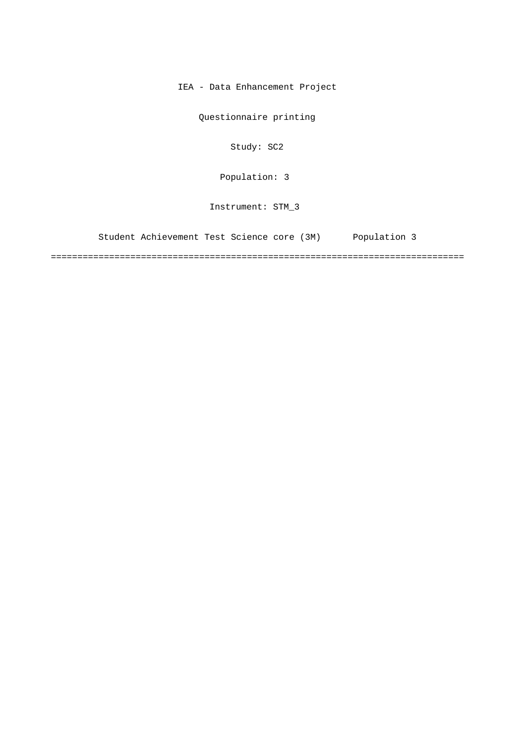IEA - Data Enhancement Project

Questionnaire printing

Study: SC2

Population: 3

Instrument: STM_3

Student Achievement Test Science core (3M)      Population 3

===============================================================================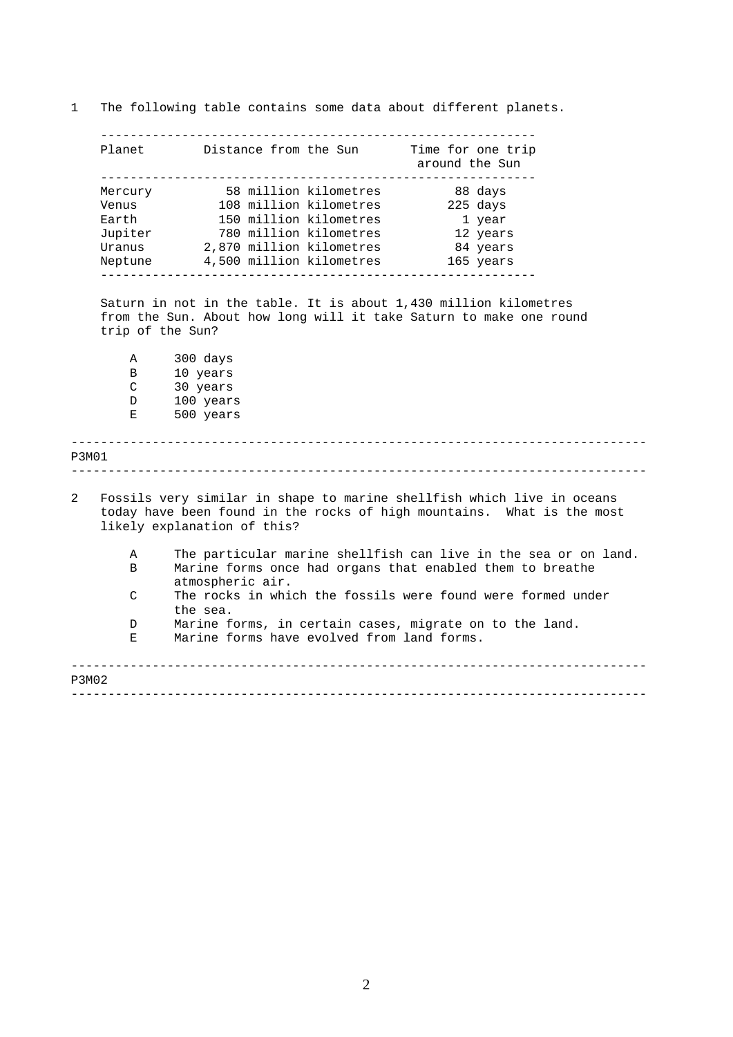1 The following table contains some data about different planets.

| Planet | Distance from the Sun | Time for one trip around the Sun |
|---|---|---|
| Mercury | 58 million kilometres | 88 days |
| Venus | 108 million kilometres | 225 days |
| Earth | 150 million kilometres | 1 year |
| Jupiter | 780 million kilometres | 12 years |
| Uranus | 2,870 million kilometres | 84 years |
| Neptune | 4,500 million kilometres | 165 years |

Saturn in not in the table. It is about 1,430 million kilometres from the Sun. About how long will it take Saturn to make one round trip of the Sun?

- A 300 days
- B 10 years
- C 30 years
- D 100 years
- E 500 years

---

P3M01

---

2 Fossils very similar in shape to marine shellfish which live in oceans today have been found in the rocks of high mountains. What is the most likely explanation of this?

- A The particular marine shellfish can live in the sea or on land.
- B Marine forms once had organs that enabled them to breathe atmospheric air.
- C The rocks in which the fossils were found were formed under the sea.
- D Marine forms, in certain cases, migrate on to the land.
- E Marine forms have evolved from land forms.

---

P3M02

---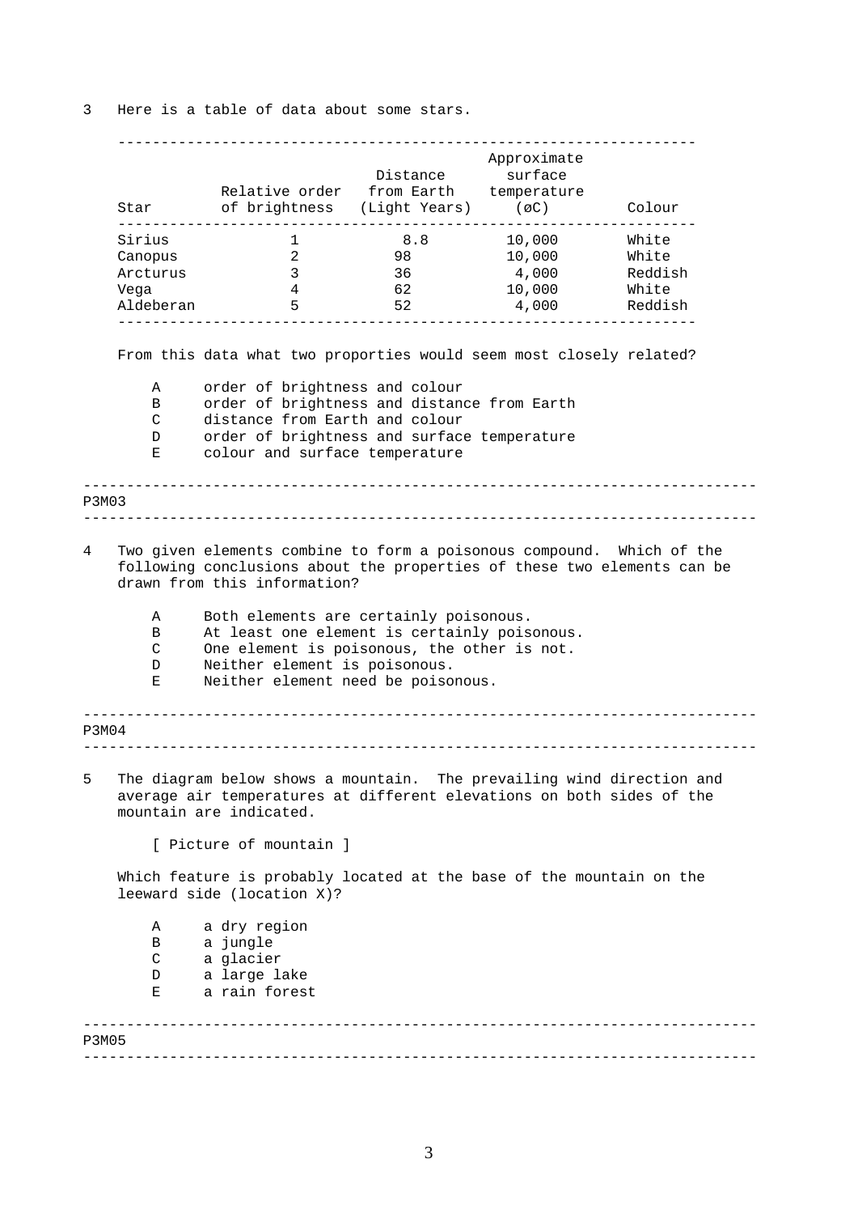3 Here is a table of data about some stars.

| Star | Relative order of brightness | Distance from Earth (Light Years) | Approximate surface temperature (øC) | Colour |
|---|---|---|---|---|
| Sirius | 1 | 8.8 | 10,000 | White |
| Canopus | 2 | 98 | 10,000 | White |
| Arcturus | 3 | 36 | 4,000 | Reddish |
| Vega | 4 | 62 | 10,000 | White |
| Aldeberan | 5 | 52 | 4,000 | Reddish |

From this data what two proporties would seem most closely related?

- A order of brightness and colour
- B order of brightness and distance from Earth
- C distance from Earth and colour
- D order of brightness and surface temperature
- E colour and surface temperature

---

P3M03

---

4 Two given elements combine to form a poisonous compound. Which of the following conclusions about the properties of these two elements can be drawn from this information?

- A Both elements are certainly poisonous.
- B At least one element is certainly poisonous.
- C One element is poisonous, the other is not.
- D Neither element is poisonous.
- E Neither element need be poisonous.

---

P3M04

---

5 The diagram below shows a mountain. The prevailing wind direction and average air temperatures at different elevations on both sides of the mountain are indicated.

[ Picture of mountain ]

Which feature is probably located at the base of the mountain on the leeward side (location X)?

- A a dry region
- B a jungle
- C a glacier
- D a large lake
- E a rain forest

---

P3M05

---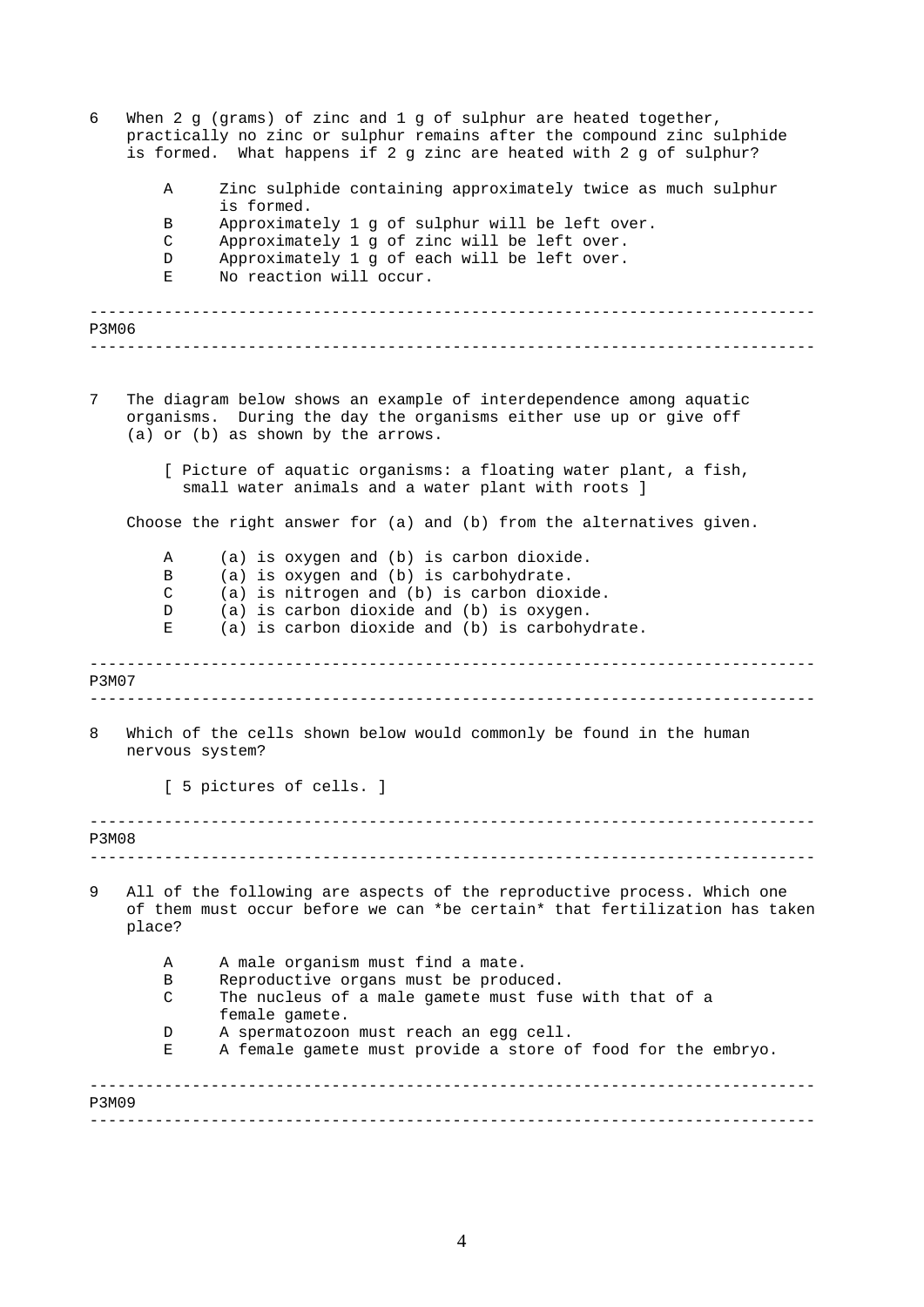6 When 2 g (grams) of zinc and 1 g of sulphur are heated together, practically no zinc or sulphur remains after the compound zinc sulphide is formed. What happens if 2 g zinc are heated with 2 g of sulphur?

- A Zinc sulphide containing approximately twice as much sulphur is formed.
- B Approximately 1 g of sulphur will be left over.
- C Approximately 1 g of zinc will be left over.
- D Approximately 1 g of each will be left over.
- E No reaction will occur.

---

P3M06

---

7 The diagram below shows an example of interdependence among aquatic organisms. During the day the organisms either use up or give off (a) or (b) as shown by the arrows.

[ Picture of aquatic organisms: a floating water plant, a fish, small water animals and a water plant with roots ]

Choose the right answer for (a) and (b) from the alternatives given.

- A (a) is oxygen and (b) is carbon dioxide.
- B (a) is oxygen and (b) is carbohydrate.
- C (a) is nitrogen and (b) is carbon dioxide.
- D (a) is carbon dioxide and (b) is oxygen.
- E (a) is carbon dioxide and (b) is carbohydrate.

---

P3M07

---

8 Which of the cells shown below would commonly be found in the human nervous system?

[ 5 pictures of cells. ]

---

P3M08

---

9 All of the following are aspects of the reproductive process. Which one of them must occur before we can *be certain* that fertilization has taken place?

- A A male organism must find a mate.
- B Reproductive organs must be produced.
- C The nucleus of a male gamete must fuse with that of a female gamete.
- D A spermatozoon must reach an egg cell.
- E A female gamete must provide a store of food for the embryo.

---

P3M09

---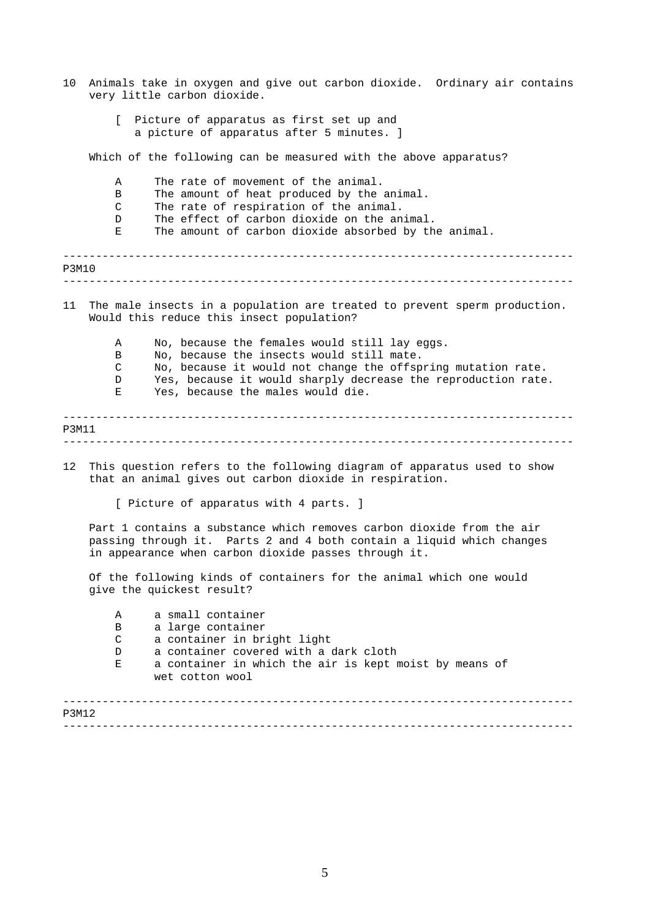10 Animals take in oxygen and give out carbon dioxide. Ordinary air contains very little carbon dioxide.

[ Picture of apparatus as first set up and a picture of apparatus after 5 minutes. ]

Which of the following can be measured with the above apparatus?

- A The rate of movement of the animal.
- B The amount of heat produced by the animal.
- C The rate of respiration of the animal.
- D The effect of carbon dioxide on the animal.
- E The amount of carbon dioxide absorbed by the animal.

---

P3M10

---

11 The male insects in a population are treated to prevent sperm production. Would this reduce this insect population?

- A No, because the females would still lay eggs.
- B No, because the insects would still mate.
- C No, because it would not change the offspring mutation rate.
- D Yes, because it would sharply decrease the reproduction rate.
- E Yes, because the males would die.

---

P3M11

---

12 This question refers to the following diagram of apparatus used to show that an animal gives out carbon dioxide in respiration.

[ Picture of apparatus with 4 parts. ]

Part 1 contains a substance which removes carbon dioxide from the air passing through it. Parts 2 and 4 both contain a liquid which changes in appearance when carbon dioxide passes through it.

Of the following kinds of containers for the animal which one would give the quickest result?

- A a small container
- B a large container
- C a container in bright light
- D a container covered with a dark cloth
- E a container in which the air is kept moist by means of wet cotton wool

---

P3M12

---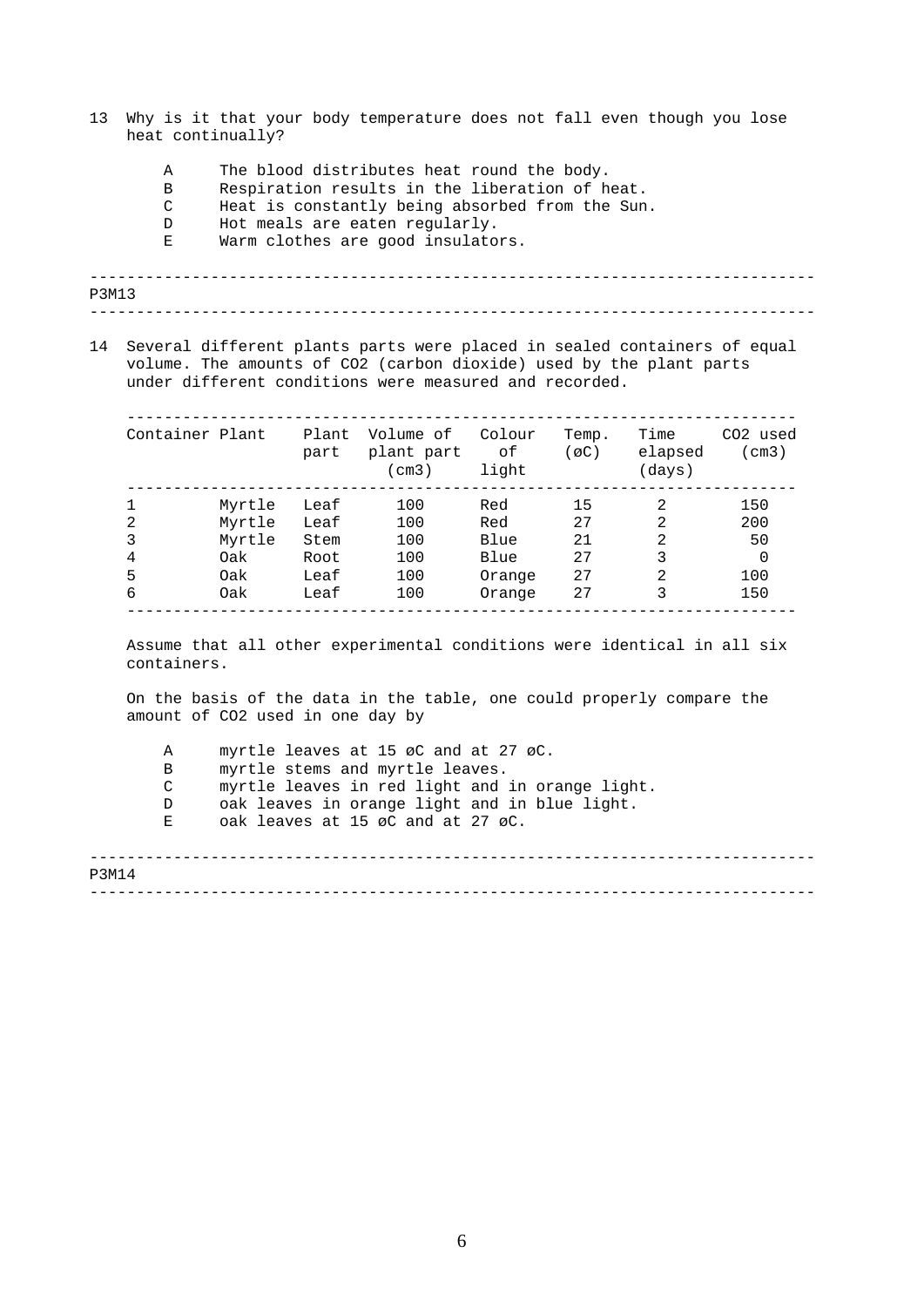13 Why is it that your body temperature does not fall even though you lose heat continually?

- A The blood distributes heat round the body.
- B Respiration results in the liberation of heat.
- C Heat is constantly being absorbed from the Sun.
- D Hot meals are eaten regularly.
- E Warm clothes are good insulators.

---

P3M13

---

14 Several different plants parts were placed in sealed containers of equal volume. The amounts of $CO_2$ (carbon dioxide) used by the plant parts under different conditions were measured and recorded.

| Container | Plant | Plant part | Volume of plant part (cm3) | Colour of light | Temp. (øC) | Time elapsed (days) | $CO_2$ used (cm3) |
|---|---|---|---|---|---|---|---|
| 1 | Myrtle | Leaf | 100 | Red | 15 | 2 | 150 |
| 2 | Myrtle | Leaf | 100 | Red | 27 | 2 | 200 |
| 3 | Myrtle | Stem | 100 | Blue | 21 | 2 | 50 |
| 4 | Oak | Root | 100 | Blue | 27 | 3 | 0 |
| 5 | Oak | Leaf | 100 | Orange | 27 | 2 | 100 |
| 6 | Oak | Leaf | 100 | Orange | 27 | 3 | 150 |

Assume that all other experimental conditions were identical in all six containers.

On the basis of the data in the table, one could properly compare the amount of $CO_2$ used in one day by

- A myrtle leaves at 15 øC and at 27 øC.
- B myrtle stems and myrtle leaves.
- C myrtle leaves in red light and in orange light.
- D oak leaves in orange light and in blue light.
- E oak leaves at 15 øC and at 27 øC.

---

P3M14

---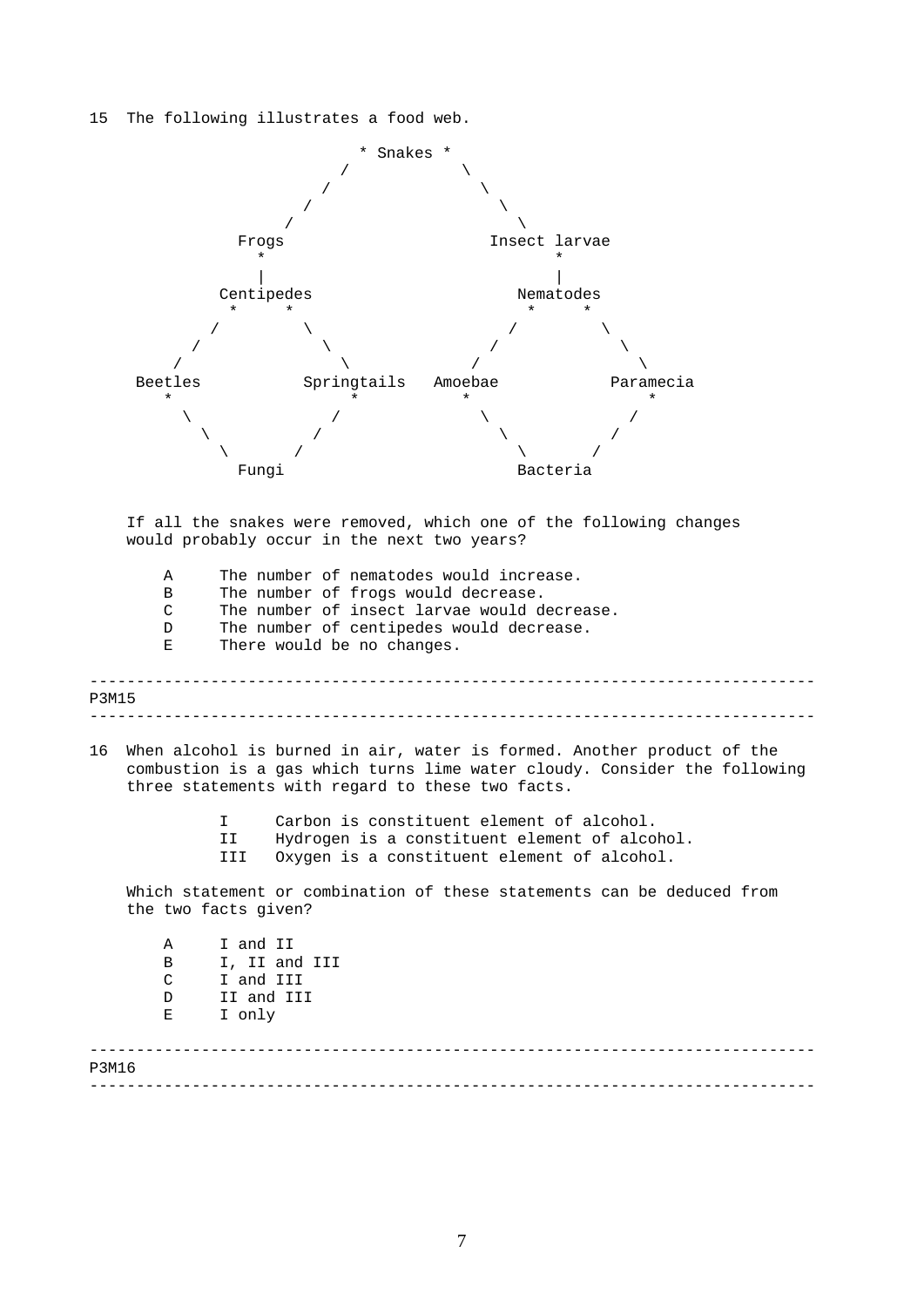15 The following illustrates a food web.

```
                        * Snakes *
                      /            \
                    /                \
                  /                    \
                /                        \
           Frogs                    Insect larvae
             *                            *
             |                            |
         Centipedes                   Nematodes
           *     *                     *     *
          /       \                   /       \
        /           \               /           \
      /               \           /               \
   Beetles          Springtails   Amoebae           Paramecia
      *                 *          *                  *
       \               /            \                /
         \           /                \            /
           \       /                    \        /
            Fungi                        Bacteria
```

If all the snakes were removed, which one of the following changes would probably occur in the next two years?

- A The number of nematodes would increase.
- B The number of frogs would decrease.
- C The number of insect larvae would decrease.
- D The number of centipedes would decrease.
- E There would be no changes.

---

P3M15

---

16 When alcohol is burned in air, water is formed. Another product of the combustion is a gas which turns lime water cloudy. Consider the following three statements with regard to these two facts.

- I Carbon is constituent element of alcohol.
- II Hydrogen is a constituent element of alcohol.
- III Oxygen is a constituent element of alcohol.

Which statement or combination of these statements can be deduced from the two facts given?

- A I and II
- B I, II and III
- C I and III
- D II and III
- E I only

---

P3M16

---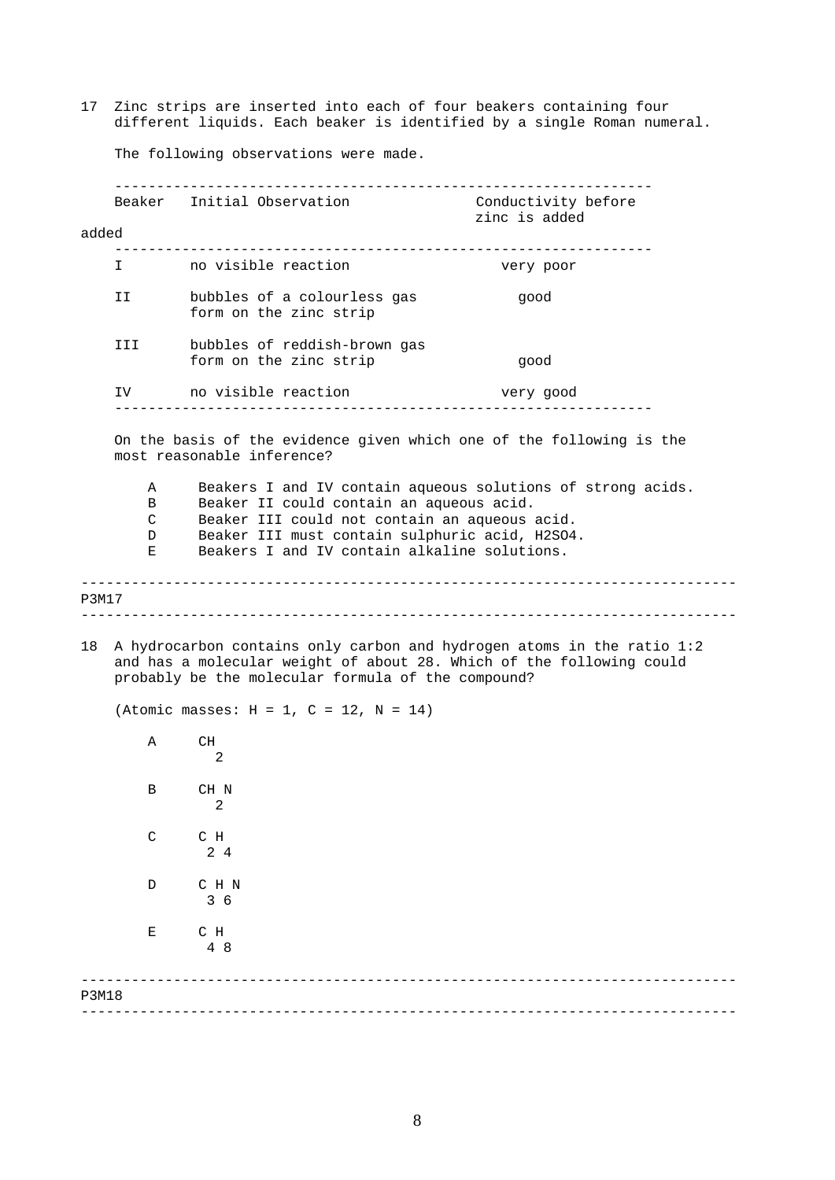17 Zinc strips are inserted into each of four beakers containing four different liquids. Each beaker is identified by a single Roman numeral.

The following observations were made.

| Beaker | Initial Observation | Conductivity before zinc is added |
|---|---|---|
| I | no visible reaction | very poor |
| II | bubbles of a colourless gas form on the zinc strip | good |
| III | bubbles of reddish-brown gas form on the zinc strip | good |
| IV | no visible reaction | very good |

On the basis of the evidence given which one of the following is the most reasonable inference?

- A Beakers I and IV contain aqueous solutions of strong acids.
- B Beaker II could contain an aqueous acid.
- C Beaker III could not contain an aqueous acid.
- D Beaker III must contain sulphuric acid, $H_2SO_4$.
- E Beakers I and IV contain alkaline solutions.

---

P3M17

---

18 A hydrocarbon contains only carbon and hydrogen atoms in the ratio 1:2 and has a molecular weight of about 28. Which of the following could probably be the molecular formula of the compound?

(Atomic masses: H = 1, C = 12, N = 14)

- A $CH_2$
- B $CH_2N$
- C $C_2H_4$
- D $C_3H_6N$
- E $C_4H_8$

---

P3M18

---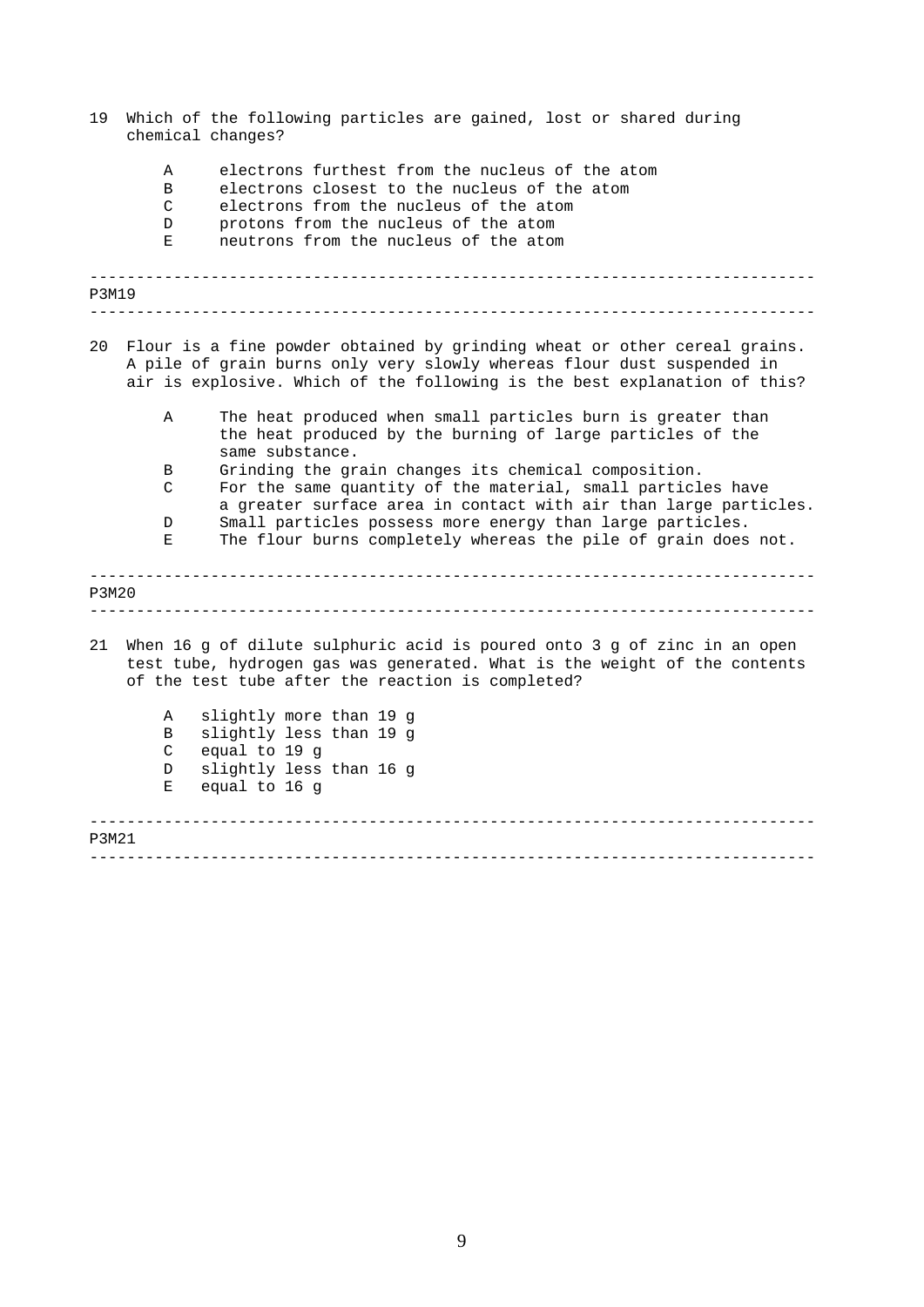19 Which of the following particles are gained, lost or shared during chemical changes?

- A electrons furthest from the nucleus of the atom
- B electrons closest to the nucleus of the atom
- C electrons from the nucleus of the atom
- D protons from the nucleus of the atom
- E neutrons from the nucleus of the atom

---

P3M19

---

20 Flour is a fine powder obtained by grinding wheat or other cereal grains. A pile of grain burns only very slowly whereas flour dust suspended in air is explosive. Which of the following is the best explanation of this?

- A The heat produced when small particles burn is greater than the heat produced by the burning of large particles of the same substance.
- B Grinding the grain changes its chemical composition.
- C For the same quantity of the material, small particles have a greater surface area in contact with air than large particles.
- D Small particles possess more energy than large particles.
- E The flour burns completely whereas the pile of grain does not.

---

P3M20

---

21 When 16 g of dilute sulphuric acid is poured onto 3 g of zinc in an open test tube, hydrogen gas was generated. What is the weight of the contents of the test tube after the reaction is completed?

- A slightly more than 19 g
- B slightly less than 19 g
- C equal to 19 g
- D slightly less than 16 g
- E equal to 16 g

---

P3M21

---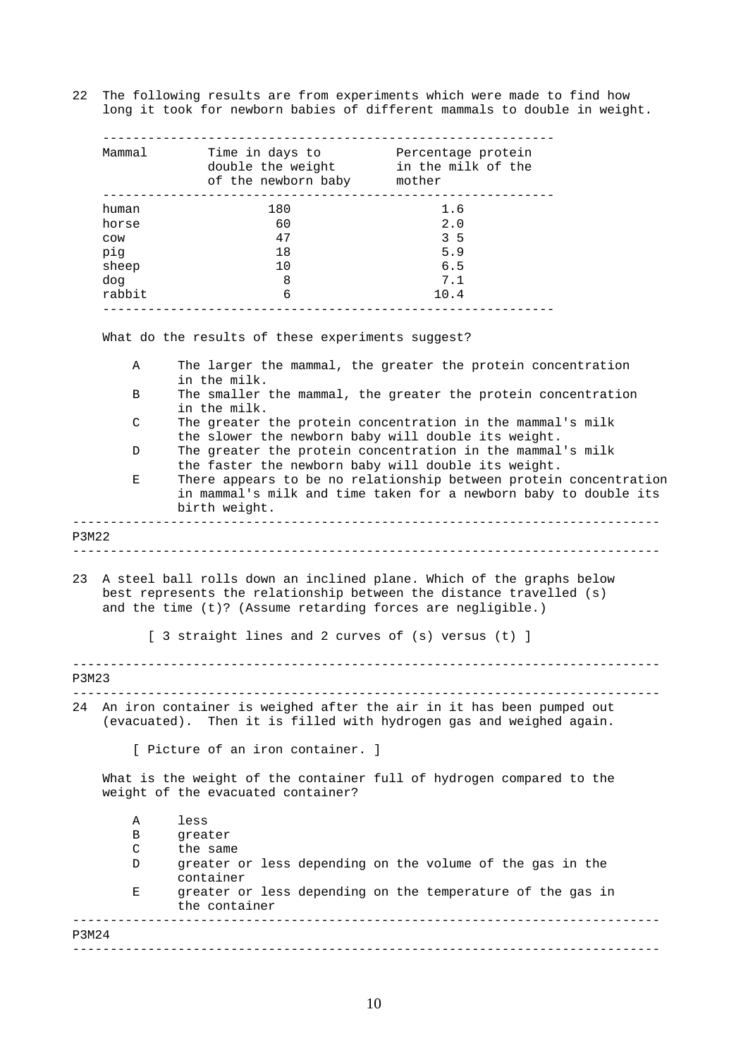22 The following results are from experiments which were made to find how long it took for newborn babies of different mammals to double in weight.

| Mammal | Time in days to double the weight of the newborn baby | Percentage protein in the milk of the mother |
|---|---|---|
| human | 180 | 1.6 |
| horse | 60 | 2.0 |
| cow | 47 | 3 5 |
| pig | 18 | 5.9 |
| sheep | 10 | 6.5 |
| dog | 8 | 7.1 |
| rabbit | 6 | 10.4 |

What do the results of these experiments suggest?

- A The larger the mammal, the greater the protein concentration in the milk.
- B The smaller the mammal, the greater the protein concentration in the milk.
- C The greater the protein concentration in the mammal's milk the slower the newborn baby will double its weight.
- D The greater the protein concentration in the mammal's milk the faster the newborn baby will double its weight.
- E There appears to be no relationship between protein concentration in mammal's milk and time taken for a newborn baby to double its birth weight.

---

P3M22

---

23 A steel ball rolls down an inclined plane. Which of the graphs below best represents the relationship between the distance travelled (s) and the time (t)? (Assume retarding forces are negligible.)

[ 3 straight lines and 2 curves of (s) versus (t) ]

---

P3M23

---

24 An iron container is weighed after the air in it has been pumped out (evacuated). Then it is filled with hydrogen gas and weighed again.

[ Picture of an iron container. ]

What is the weight of the container full of hydrogen compared to the weight of the evacuated container?

- A less
- B greater
- C the same
- D greater or less depending on the volume of the gas in the container
- E greater or less depending on the temperature of the gas in the container

---

P3M24

---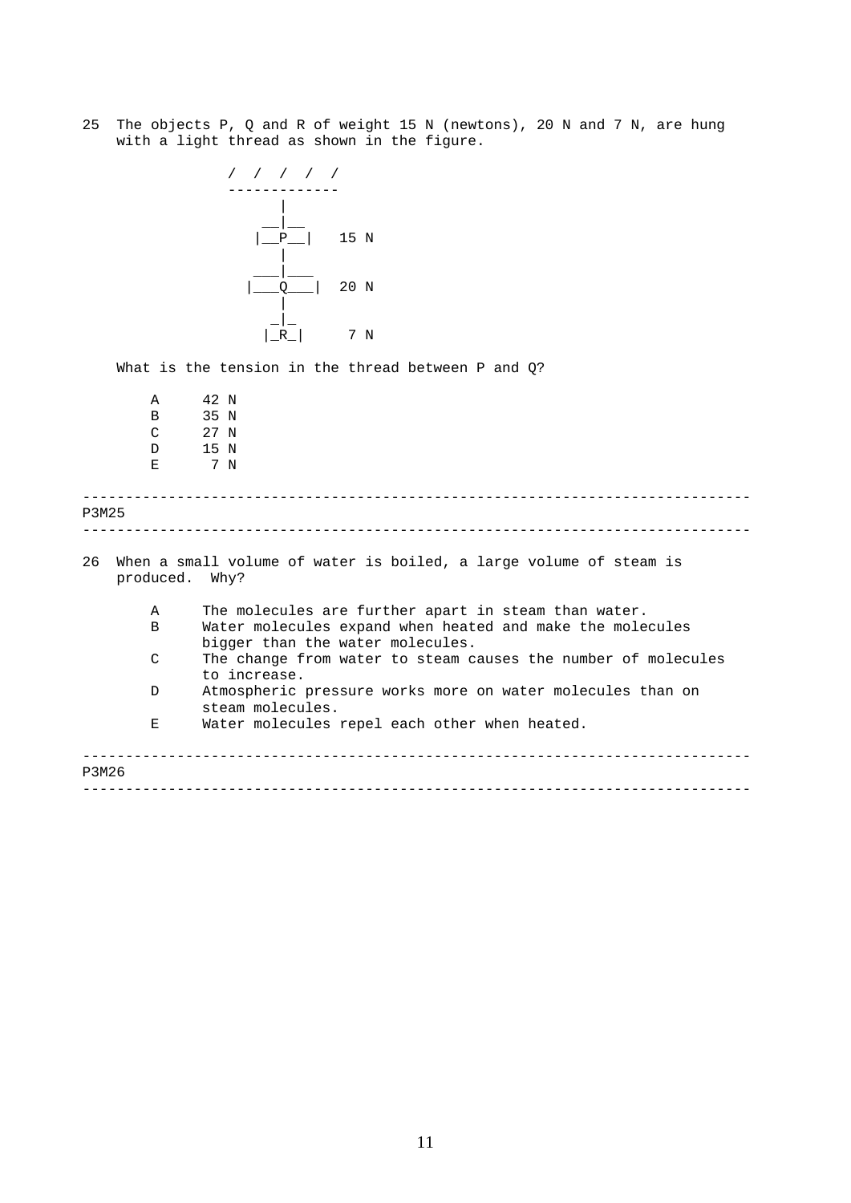25 The objects P, Q and R of weight 15 N (newtons), 20 N and 7 N, are hung with a light thread as shown in the figure.

```
               /  /  /  /  /
               -------------
                    |
                  __|__
                 |__P__|   15 N
                    |
                 ___|___
                |___Q___|  20 N
                    |
                   _|_
                  |_R_|     7 N
```

What is the tension in the thread between P and Q?

A 42 N
B 35 N
C 27 N
D 15 N
E 7 N

---

P3M25

---

26 When a small volume of water is boiled, a large volume of steam is produced. Why?

A The molecules are further apart in steam than water.
B Water molecules expand when heated and make the molecules bigger than the water molecules.
C The change from water to steam causes the number of molecules to increase.
D Atmospheric pressure works more on water molecules than on steam molecules.
E Water molecules repel each other when heated.

---

P3M26

---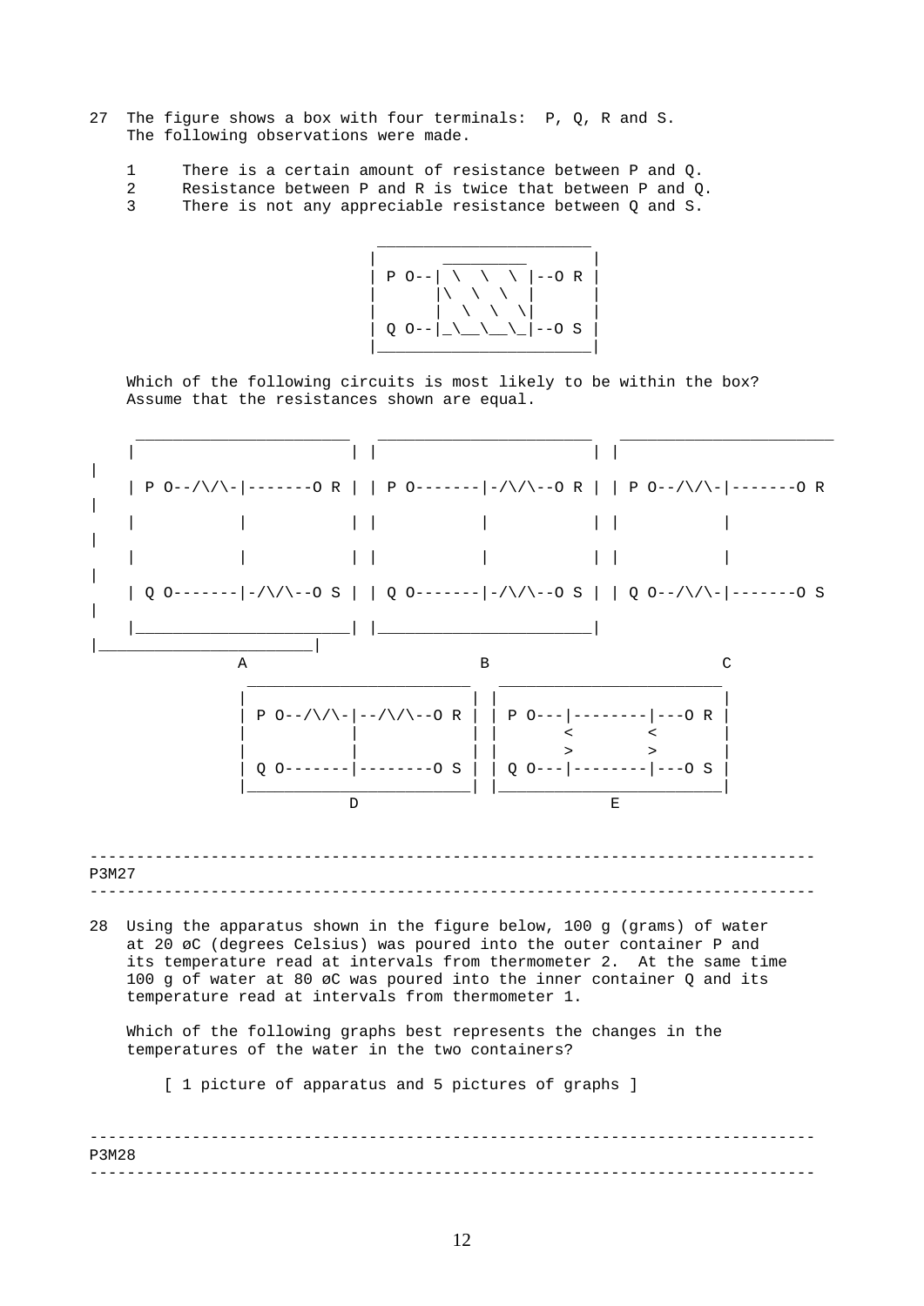27 The figure shows a box with four terminals: P, Q, R and S. The following observations were made.

1. There is a certain amount of resistance between P and Q.
2. Resistance between P and R is twice that between P and Q.
3. There is not any appreciable resistance between Q and S.

```
 ________________________
|        _________       |
| P O--| \  \  \ |--O R  |
|      |\  \  \  |       |
|      |  \  \  \|       |
| Q O--|_\__\__\_|--O S  |
|________________________|
```

Which of the following circuits is most likely to be within the box? Assume that the resistances shown are equal.

```
 _______________________   _______________________   _______________________
|                       | |                       | |
| P O--/\/\-|-------O R | | P O-------|-/\/\--O R | | P O--/\/\-|-------O R |
|           |           | |           |           | |           |           |
|           |           | |           |           | |           |           |
| Q O-------|-/\/\--O S | | Q O-------|-/\/\--O S | | Q O--/\/\-|-------O S |
|_______________________| |_______________________| |_______________________|
           A                         B                         C

 _________________________   _________________________
|                         | |                         |
| P O--/\/\-|--/\/\--O R  | | P O---|--------|---O R  |
|           |             | |       <        <        |
|           |             | |       >        >        |
| Q O-------|--------O S  | | Q O---|--------|---O S  |
|_________________________| |_________________________|
            D                           E
```

---

P3M27

---

28 Using the apparatus shown in the figure below, 100 g (grams) of water at 20 øC (degrees Celsius) was poured into the outer container P and its temperature read at intervals from thermometer 2. At the same time 100 g of water at 80 øC was poured into the inner container Q and its temperature read at intervals from thermometer 1.

Which of the following graphs best represents the changes in the temperatures of the water in the two containers?

[ 1 picture of apparatus and 5 pictures of graphs ]

---

P3M28

---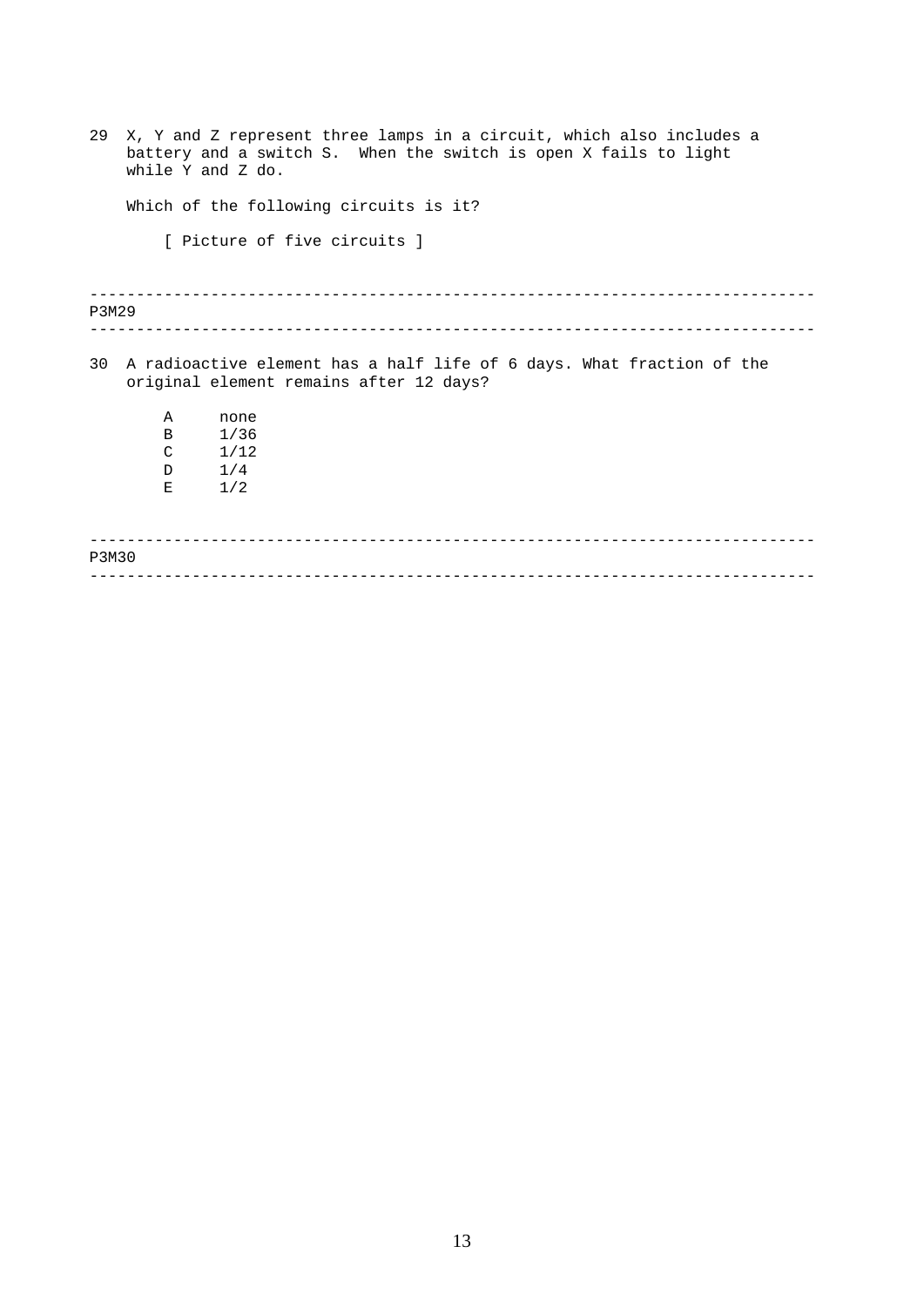29 X, Y and Z represent three lamps in a circuit, which also includes a battery and a switch S. When the switch is open X fails to light while Y and Z do.

Which of the following circuits is it?

[ Picture of five circuits ]

---

P3M29

---

30 A radioactive element has a half life of 6 days. What fraction of the original element remains after 12 days?

A none
B 1/36
C 1/12
D 1/4
E 1/2

---

P3M30

---